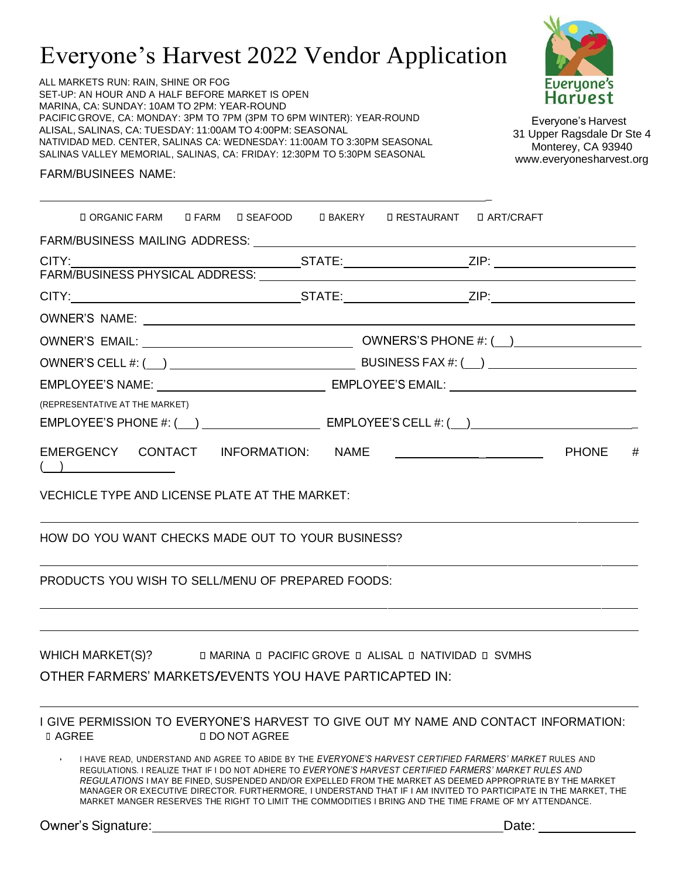# Everyone's Harvest 2022 Vendor Application

ALL MARKETS RUN: RAIN, SHINE OR FOG
SET-UP: AN HOUR AND A HALF BEFORE MARKET IS OPEN
MARINA, CA: SUNDAY: 10AM TO 2PM: YEAR-ROUND
PACIFIC GROVE, CA: MONDAY: 3PM TO 7PM (3PM TO 6PM WINTER): YEAR-ROUND
ALISAL, SALINAS, CA: TUESDAY: 11:00AM TO 4:00PM: SEASONAL
NATIVIDAD MED. CENTER, SALINAS CA: WEDNESDAY: 11:00AM TO 3:30PM SEASONAL
SALINAS VALLEY MEMORIAL, SALINAS, CA: FRIDAY: 12:30PM TO 5:30PM SEASONAL

Everyone's Harvest
31 Upper Ragsdale Dr Ste 4
Monterey, CA 93940
www.everyonesharvest.org

FARM/BUSINEES NAME: ______________________________

☐ ORGANIC FARM ☐ FARM ☐ SEAFOOD ☐ BAKERY ☐ RESTAURANT ☐ ART/CRAFT

FARM/BUSINESS MAILING ADDRESS: ______________________________

CITY: ______________ STATE: ______________ ZIP: ______________

FARM/BUSINESS PHYSICAL ADDRESS: ______________________________

CITY: ______________ STATE: ______________ ZIP: ______________

OWNER'S NAME: ______________________________

OWNER'S EMAIL: ______________ OWNERS'S PHONE #: (__) ______________

OWNER'S CELL #: (__) ______________ BUSINESS FAX #: (__) ______________

EMPLOYEE'S NAME: ______________ EMPLOYEE'S EMAIL: ______________

(REPRESENTATIVE AT THE MARKET)

EMPLOYEE'S PHONE #: (__) ______________ EMPLOYEE'S CELL #: (__) ______________

EMERGENCY CONTACT INFORMATION: NAME ______________ PHONE # (__) ______________

VECHICLE TYPE AND LICENSE PLATE AT THE MARKET:

______________________________

HOW DO YOU WANT CHECKS MADE OUT TO YOUR BUSINESS?

______________________________

PRODUCTS YOU WISH TO SELL/MENU OF PREPARED FOODS:

______________________________

______________________________

WHICH MARKET(S)? ☐ MARINA ☐ PACIFIC GROVE ☐ ALISAL ☐ NATIVIDAD ☐ SVMHS

OTHER FARMERS' MARKETS/EVENTS YOU HAVE PARTICAPTED IN:

______________________________

I GIVE PERMISSION TO EVERYONE'S HARVEST TO GIVE OUT MY NAME AND CONTACT INFORMATION:
☐ AGREE ☐ DO NOT AGREE

- I HAVE READ, UNDERSTAND AND AGREE TO ABIDE BY THE *EVERYONE'S HARVEST CERTIFIED FARMERS' MARKET* RULES AND REGULATIONS. I REALIZE THAT IF I DO NOT ADHERE TO *EVERYONE'S HARVEST CERTIFIED FARMERS' MARKET RULES AND REGULATIONS* I MAY BE FINED, SUSPENDED AND/OR EXPELLED FROM THE MARKET AS DEEMED APPROPRIATE BY THE MARKET MANAGER OR EXECUTIVE DIRECTOR. FURTHERMORE, I UNDERSTAND THAT IF I AM INVITED TO PARTICIPATE IN THE MARKET, THE MARKET MANGER RESERVES THE RIGHT TO LIMIT THE COMMODITIES I BRING AND THE TIME FRAME OF MY ATTENDANCE.

Owner's Signature: ______________________________ Date: ______________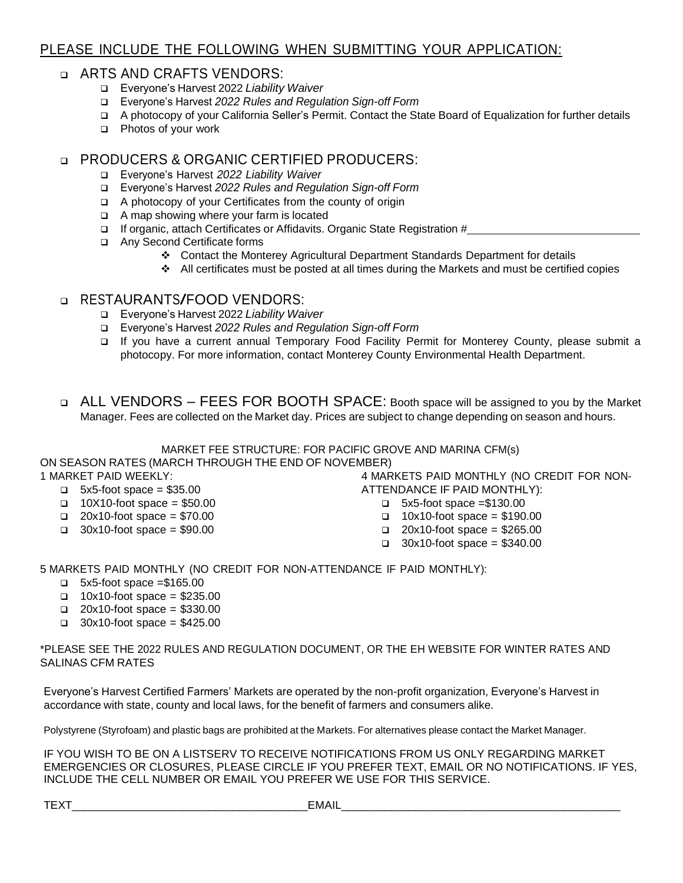## PLEASE INCLUDE THE FOLLOWING WHEN SUBMITTING YOUR APPLICATION:

- ARTS AND CRAFTS VENDORS:
  - Everyone's Harvest 2022 *Liability Waiver*
  - Everyone's Harvest *2022 Rules and Regulation Sign-off Form*
  - A photocopy of your California Seller's Permit. Contact the State Board of Equalization for further details
  - Photos of your work

- PRODUCERS & ORGANIC CERTIFIED PRODUCERS:
  - Everyone's Harvest *2022 Liability Waiver*
  - Everyone's Harvest *2022 Rules and Regulation Sign-off Form*
  - A photocopy of your Certificates from the county of origin
  - A map showing where your farm is located
  - If organic, attach Certificates or Affidavits. Organic State Registration #____________________________
  - Any Second Certificate forms
    - Contact the Monterey Agricultural Department Standards Department for details
    - All certificates must be posted at all times during the Markets and must be certified copies

- RESTAURANTS/FOOD VENDORS:
  - Everyone's Harvest 2022 *Liability Waiver*
  - Everyone's Harvest *2022 Rules and Regulation Sign-off Form*
  - If you have a current annual Temporary Food Facility Permit for Monterey County, please submit a photocopy. For more information, contact Monterey County Environmental Health Department.

- ALL VENDORS – FEES FOR BOOTH SPACE: Booth space will be assigned to you by the Market Manager. Fees are collected on the Market day. Prices are subject to change depending on season and hours.

MARKET FEE STRUCTURE: FOR PACIFIC GROVE AND MARINA CFM(s)

ON SEASON RATES (MARCH THROUGH THE END OF NOVEMBER)

1 MARKET PAID WEEKLY:

- 5x5-foot space = $35.00
- 10X10-foot space = $50.00
- 20x10-foot space = $70.00
- 30x10-foot space = $90.00

4 MARKETS PAID MONTHLY (NO CREDIT FOR NON-ATTENDANCE IF PAID MONTHLY):

- 5x5-foot space =$130.00
- 10x10-foot space = $190.00
- 20x10-foot space = $265.00
- 30x10-foot space = $340.00

5 MARKETS PAID MONTHLY (NO CREDIT FOR NON-ATTENDANCE IF PAID MONTHLY):

- 5x5-foot space =$165.00
- 10x10-foot space = $235.00
- 20x10-foot space = $330.00
- 30x10-foot space = $425.00

*PLEASE SEE THE 2022 RULES AND REGULATION DOCUMENT, OR THE EH WEBSITE FOR WINTER RATES AND SALINAS CFM RATES

Everyone's Harvest Certified Farmers' Markets are operated by the non-profit organization, Everyone's Harvest in accordance with state, county and local laws, for the benefit of farmers and consumers alike.

Polystyrene (Styrofoam) and plastic bags are prohibited at the Markets. For alternatives please contact the Market Manager.

IF YOU WISH TO BE ON A LISTSERV TO RECEIVE NOTIFICATIONS FROM US ONLY REGARDING MARKET EMERGENCIES OR CLOSURES, PLEASE CIRCLE IF YOU PREFER TEXT, EMAIL OR NO NOTIFICATIONS. IF YES, INCLUDE THE CELL NUMBER OR EMAIL YOU PREFER WE USE FOR THIS SERVICE.

TEXT______________________________________ EMAIL_____________________________________________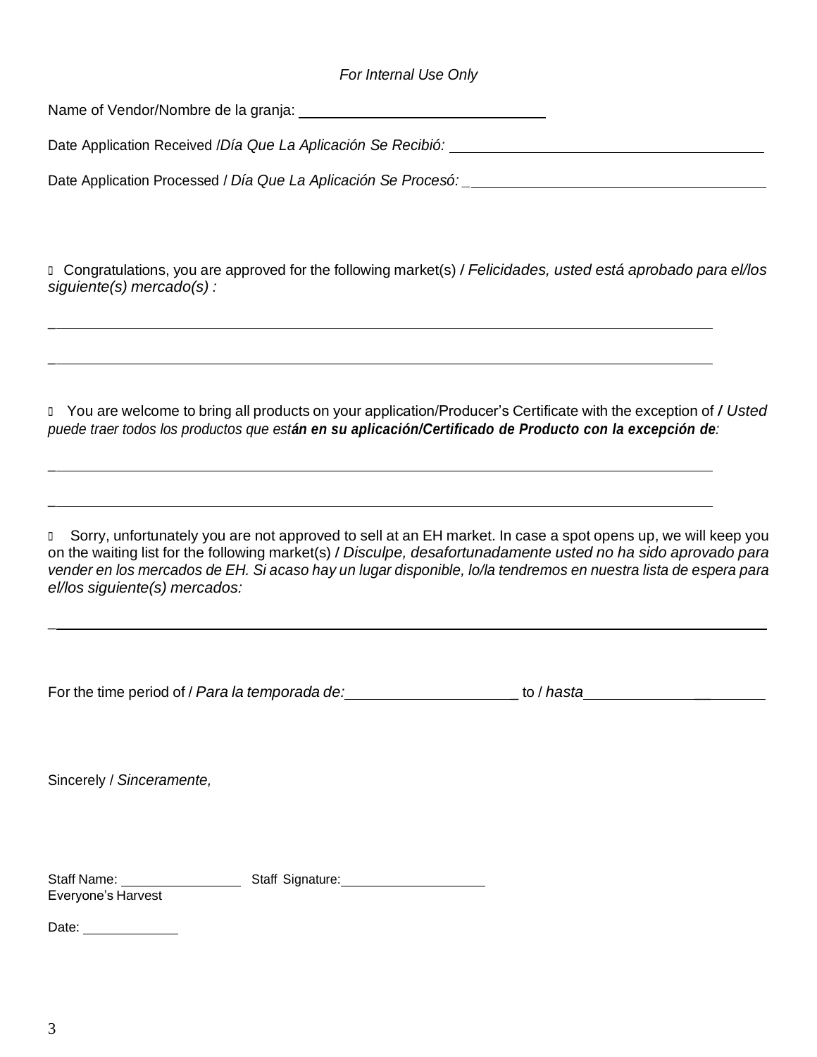*For Internal Use Only*

Name of Vendor/Nombre de la granja: ______________________________

Date Application Received /*Día Que La Aplicación Se Recibió:* ______________________________

Date Application Processed / *Día Que La Aplicación Se Procesó:* ______________________________

 Congratulations, you are approved for the following market(s) / *Felicidades, usted está aprobado para el/los siguiente(s) mercado(s) :*

______________________________________________________________________________

______________________________________________________________________________

 You are welcome to bring all products on your application/Producer's Certificate with the exception of / *Usted puede traer todos los productos que están en su aplicación/Certificado de Producto con la excepción de:*

______________________________________________________________________________

______________________________________________________________________________

 Sorry, unfortunately you are not approved to sell at an EH market. In case a spot opens up, we will keep you on the waiting list for the following market(s) / *Disculpe, desafortunadamente usted no ha sido aprovado para vender en los mercados de EH. Si acaso hay un lugar disponible, lo/la tendremos en nuestra lista de espera para el/los siguiente(s) mercados:*

______________________________________________________________________________

For the time period of / *Para la temporada de:* ____________________ to / *hasta* ____________________

Sincerely / *Sinceramente,*

Staff Name: ________________ Staff Signature: ____________________
Everyone's Harvest

Date: ____________